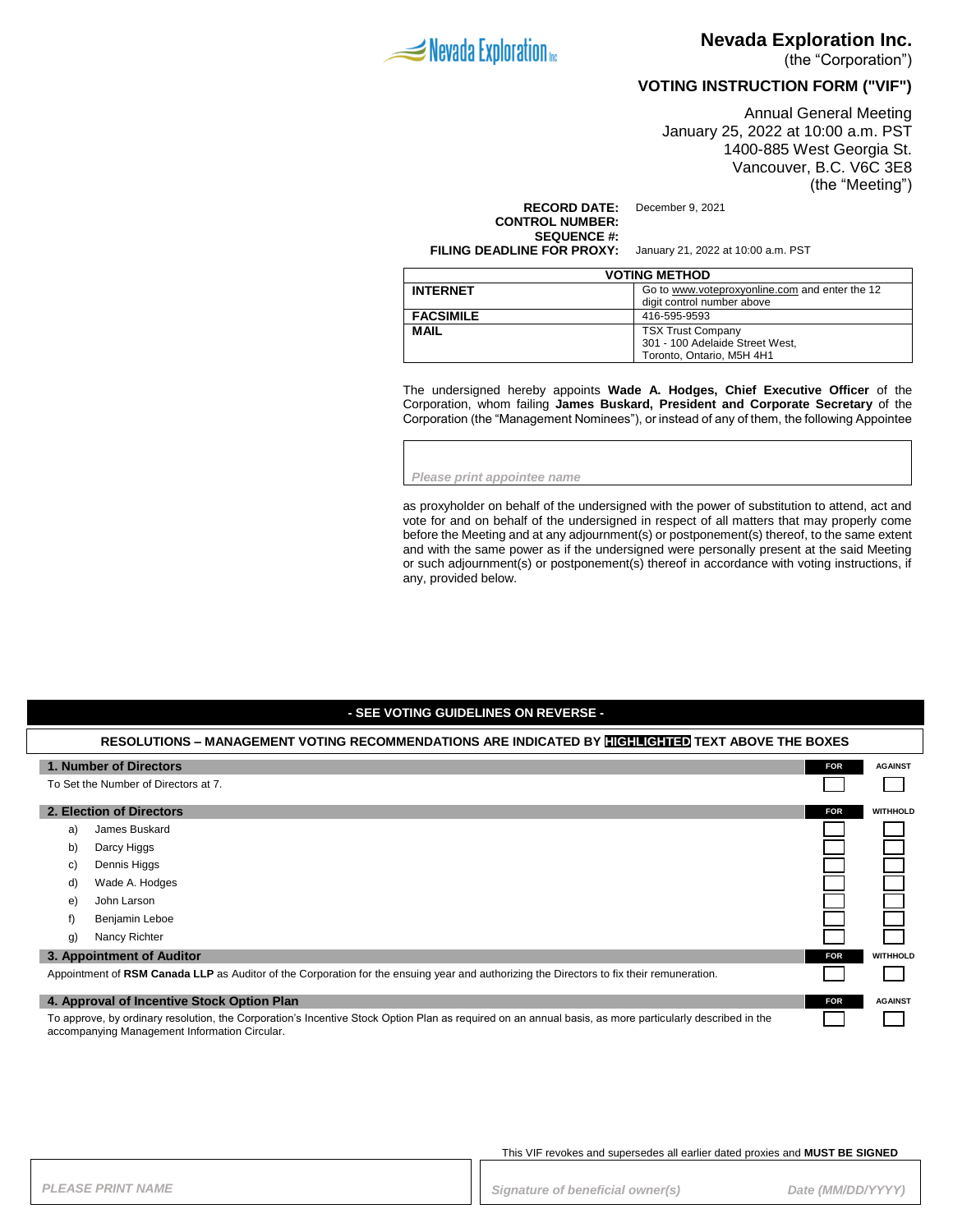Nevada Exploration Inc

# Nevada Exploration Inc.

(the "Corporation")

## VOTING INSTRUCTION FORM ("VIF")

Annual General Meeting
January 25, 2022 at 10:00 a.m. PST
1400-885 West Georgia St.
Vancouver, B.C. V6C 3E8
(the "Meeting")

**RECORD DATE:** December 9, 2021
**CONTROL NUMBER:**
**SEQUENCE #:**
**FILING DEADLINE FOR PROXY:** January 21, 2022 at 10:00 a.m. PST

| VOTING METHOD | |
|---|---|
| **INTERNET** | Go to www.voteproxyonline.com and enter the 12 digit control number above |
| **FACSIMILE** | 416-595-9593 |
| **MAIL** | TSX Trust Company<br>301 - 100 Adelaide Street West,<br>Toronto, Ontario, M5H 4H1 |

The undersigned hereby appoints **Wade A. Hodges, Chief Executive Officer** of the Corporation, whom failing **James Buskard, President and Corporate Secretary** of the Corporation (the "Management Nominees"), or instead of any of them, the following Appointee

*Please print appointee name*

as proxyholder on behalf of the undersigned with the power of substitution to attend, act and vote for and on behalf of the undersigned in respect of all matters that may properly come before the Meeting and at any adjournment(s) or postponement(s) thereof, to the same extent and with the same power as if the undersigned were personally present at the said Meeting or such adjournment(s) or postponement(s) thereof in accordance with voting instructions, if any, provided below.

**- SEE VOTING GUIDELINES ON REVERSE -**

**RESOLUTIONS – MANAGEMENT VOTING RECOMMENDATIONS ARE INDICATED BY HIGHLIGHTED TEXT ABOVE THE BOXES**

| **1. Number of Directors** | **FOR** | **AGAINST** |
|---|---|---|
| To Set the Number of Directors at 7. | ☐ | ☐ |
| **2. Election of Directors** | **FOR** | **WITHHOLD** |
| a) James Buskard | ☐ | ☐ |
| b) Darcy Higgs | ☐ | ☐ |
| c) Dennis Higgs | ☐ | ☐ |
| d) Wade A. Hodges | ☐ | ☐ |
| e) John Larson | ☐ | ☐ |
| f) Benjamin Leboe | ☐ | ☐ |
| g) Nancy Richter | ☐ | ☐ |
| **3. Appointment of Auditor** | **FOR** | **WITHHOLD** |
| Appointment of **RSM Canada LLP** as Auditor of the Corporation for the ensuing year and authorizing the Directors to fix their remuneration. | ☐ | ☐ |
| **4. Approval of Incentive Stock Option Plan** | **FOR** | **AGAINST** |
| To approve, by ordinary resolution, the Corporation's Incentive Stock Option Plan as required on an annual basis, as more particularly described in the accompanying Management Information Circular. | ☐ | ☐ |

This VIF revokes and supersedes all earlier dated proxies and **MUST BE SIGNED**

| *PLEASE PRINT NAME* | *Signature of beneficial owner(s)* | *Date (MM/DD/YYYY)* |
|---|---|---|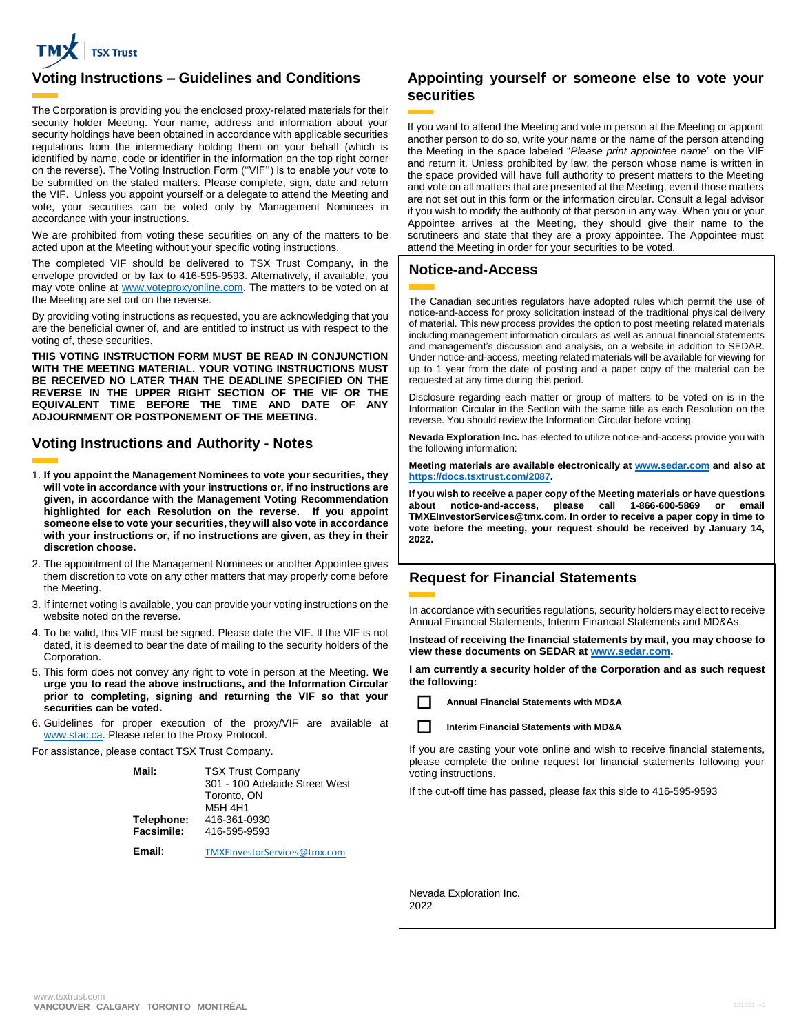TMX | TSX Trust

## Voting Instructions – Guidelines and Conditions

The Corporation is providing you the enclosed proxy-related materials for their security holder Meeting. Your name, address and information about your security holdings have been obtained in accordance with applicable securities regulations from the intermediary holding them on your behalf (which is identified by name, code or identifier in the information on the top right corner on the reverse). The Voting Instruction Form (''VIF'') is to enable your vote to be submitted on the stated matters. Please complete, sign, date and return the VIF. Unless you appoint yourself or a delegate to attend the Meeting and vote, your securities can be voted only by Management Nominees in accordance with your instructions.

We are prohibited from voting these securities on any of the matters to be acted upon at the Meeting without your specific voting instructions.

The completed VIF should be delivered to TSX Trust Company, in the envelope provided or by fax to 416-595-9593. Alternatively, if available, you may vote online at www.voteproxyonline.com. The matters to be voted on at the Meeting are set out on the reverse.

By providing voting instructions as requested, you are acknowledging that you are the beneficial owner of, and are entitled to instruct us with respect to the voting of, these securities.

**THIS VOTING INSTRUCTION FORM MUST BE READ IN CONJUNCTION WITH THE MEETING MATERIAL. YOUR VOTING INSTRUCTIONS MUST BE RECEIVED NO LATER THAN THE DEADLINE SPECIFIED ON THE REVERSE IN THE UPPER RIGHT SECTION OF THE VIF OR THE EQUIVALENT TIME BEFORE THE TIME AND DATE OF ANY ADJOURNMENT OR POSTPONEMENT OF THE MEETING.**

## Voting Instructions and Authority - Notes

1. **If you appoint the Management Nominees to vote your securities, they will vote in accordance with your instructions or, if no instructions are given, in accordance with the Management Voting Recommendation highlighted for each Resolution on the reverse. If you appoint someone else to vote your securities, they will also vote in accordance with your instructions or, if no instructions are given, as they in their discretion choose.**
2. The appointment of the Management Nominees or another Appointee gives them discretion to vote on any other matters that may properly come before the Meeting.
3. If internet voting is available, you can provide your voting instructions on the website noted on the reverse.
4. To be valid, this VIF must be signed. Please date the VIF. If the VIF is not dated, it is deemed to bear the date of mailing to the security holders of the Corporation.
5. This form does not convey any right to vote in person at the Meeting. **We urge you to read the above instructions, and the Information Circular prior to completing, signing and returning the VIF so that your securities can be voted.**
6. Guidelines for proper execution of the proxy/VIF are available at www.stac.ca. Please refer to the Proxy Protocol.

For assistance, please contact TSX Trust Company.

**Mail:** TSX Trust Company
301 - 100 Adelaide Street West
Toronto, ON
M5H 4H1

**Telephone:** 416-361-0930
**Facsimile:** 416-595-9593

**Email**: TMXEInvestorServices@tmx.com

## Appointing yourself or someone else to vote your securities

If you want to attend the Meeting and vote in person at the Meeting or appoint another person to do so, write your name or the name of the person attending the Meeting in the space labeled "*Please print appointee name*" on the VIF and return it. Unless prohibited by law, the person whose name is written in the space provided will have full authority to present matters to the Meeting and vote on all matters that are presented at the Meeting, even if those matters are not set out in this form or the information circular. Consult a legal advisor if you wish to modify the authority of that person in any way. When you or your Appointee arrives at the Meeting, they should give their name to the scrutineers and state that they are a proxy appointee. The Appointee must attend the Meeting in order for your securities to be voted.

## Notice-and-Access

The Canadian securities regulators have adopted rules which permit the use of notice-and-access for proxy solicitation instead of the traditional physical delivery of material. This new process provides the option to post meeting related materials including management information circulars as well as annual financial statements and management's discussion and analysis, on a website in addition to SEDAR. Under notice-and-access, meeting related materials will be available for viewing for up to 1 year from the date of posting and a paper copy of the material can be requested at any time during this period.

Disclosure regarding each matter or group of matters to be voted on is in the Information Circular in the Section with the same title as each Resolution on the reverse. You should review the Information Circular before voting.

**Nevada Exploration Inc.** has elected to utilize notice-and-access provide you with the following information:

**Meeting materials are available electronically at www.sedar.com and also at https://docs.tsxtrust.com/2087.**

**If you wish to receive a paper copy of the Meeting materials or have questions about notice-and-access, please call 1-866-600-5869 or email TMXEInvestorServices@tmx.com. In order to receive a paper copy in time to vote before the meeting, your request should be received by January 14, 2022.**

## Request for Financial Statements

In accordance with securities regulations, security holders may elect to receive Annual Financial Statements, Interim Financial Statements and MD&As.

**Instead of receiving the financial statements by mail, you may choose to view these documents on SEDAR at www.sedar.com.**

**I am currently a security holder of the Corporation and as such request the following:**

☐ **Annual Financial Statements with MD&A**

☐ **Interim Financial Statements with MD&A**

If you are casting your vote online and wish to receive financial statements, please complete the online request for financial statements following your voting instructions.

If the cut-off time has passed, please fax this side to 416-595-9593

Nevada Exploration Inc.
2022

www.tsxtrust.com
**VANCOUVER CALGARY TORONTO MONTRÉAL**